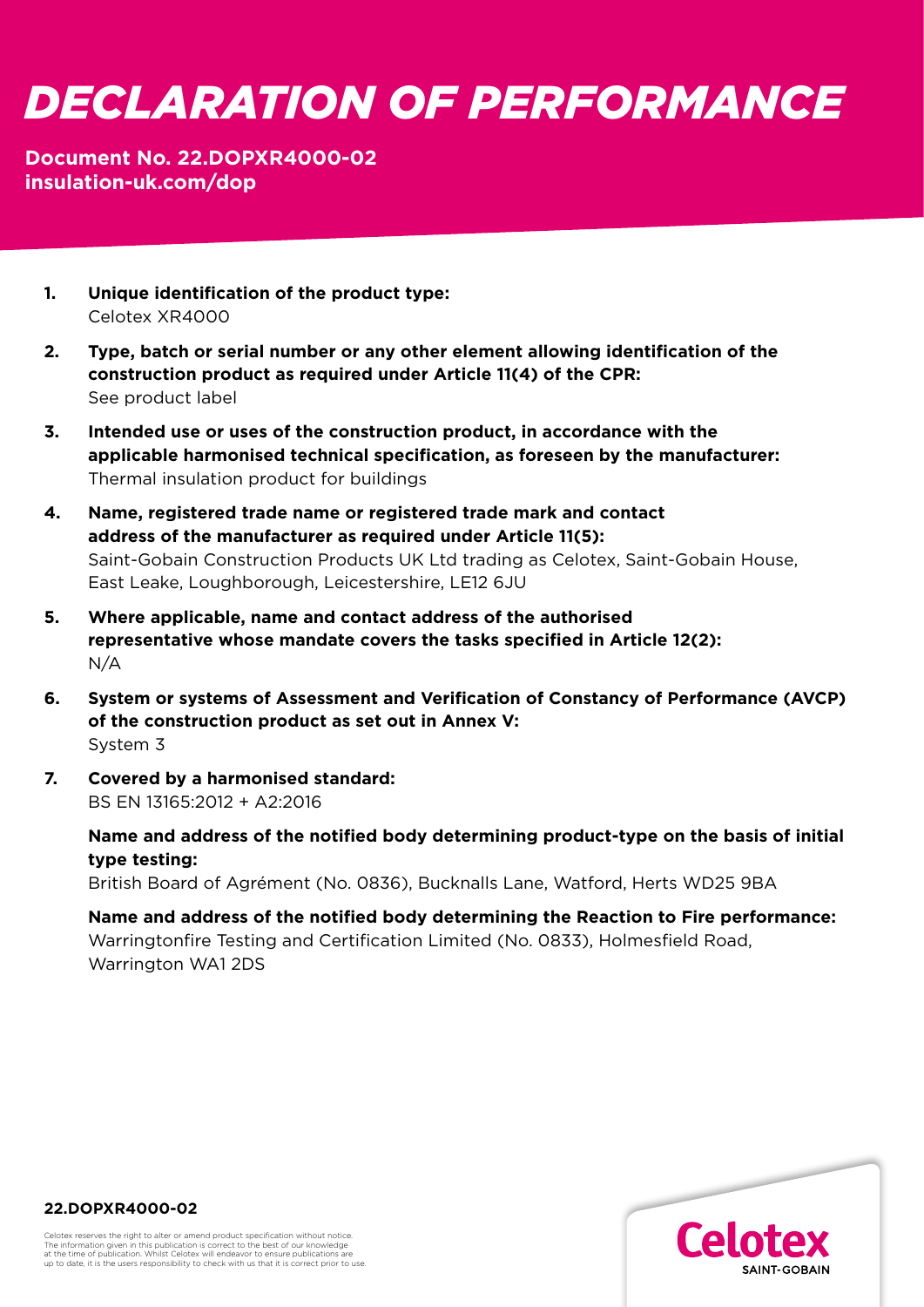# DECLARATION OF PERFORMANCE

**Document No. 22.DOPXR4000-02**
**insulation-uk.com/dop**

1. **Unique identification of the product type:**
   Celotex XR4000

2. **Type, batch or serial number or any other element allowing identification of the construction product as required under Article 11(4) of the CPR:**
   See product label

3. **Intended use or uses of the construction product, in accordance with the applicable harmonised technical specification, as foreseen by the manufacturer:**
   Thermal insulation product for buildings

4. **Name, registered trade name or registered trade mark and contact address of the manufacturer as required under Article 11(5):**
   Saint-Gobain Construction Products UK Ltd trading as Celotex, Saint-Gobain House, East Leake, Loughborough, Leicestershire, LE12 6JU

5. **Where applicable, name and contact address of the authorised representative whose mandate covers the tasks specified in Article 12(2):**
   N/A

6. **System or systems of Assessment and Verification of Constancy of Performance (AVCP) of the construction product as set out in Annex V:**
   System 3

7. **Covered by a harmonised standard:**
   BS EN 13165:2012 + A2:2016

   **Name and address of the notified body determining product-type on the basis of initial type testing:**
   British Board of Agrément (No. 0836), Bucknalls Lane, Watford, Herts WD25 9BA

   **Name and address of the notified body determining the Reaction to Fire performance:**
   Warringtonfire Testing and Certification Limited (No. 0833), Holmesfield Road, Warrington WA1 2DS

**22.DOPXR4000-02**

Celotex reserves the right to alter or amend product specification without notice. The information given in this publication is correct to the best of our knowledge at the time of publication. Whilst Celotex will endeavor to ensure publications are up to date, it is the users responsibility to check with us that it is correct prior to use.

Celotex SAINT-GOBAIN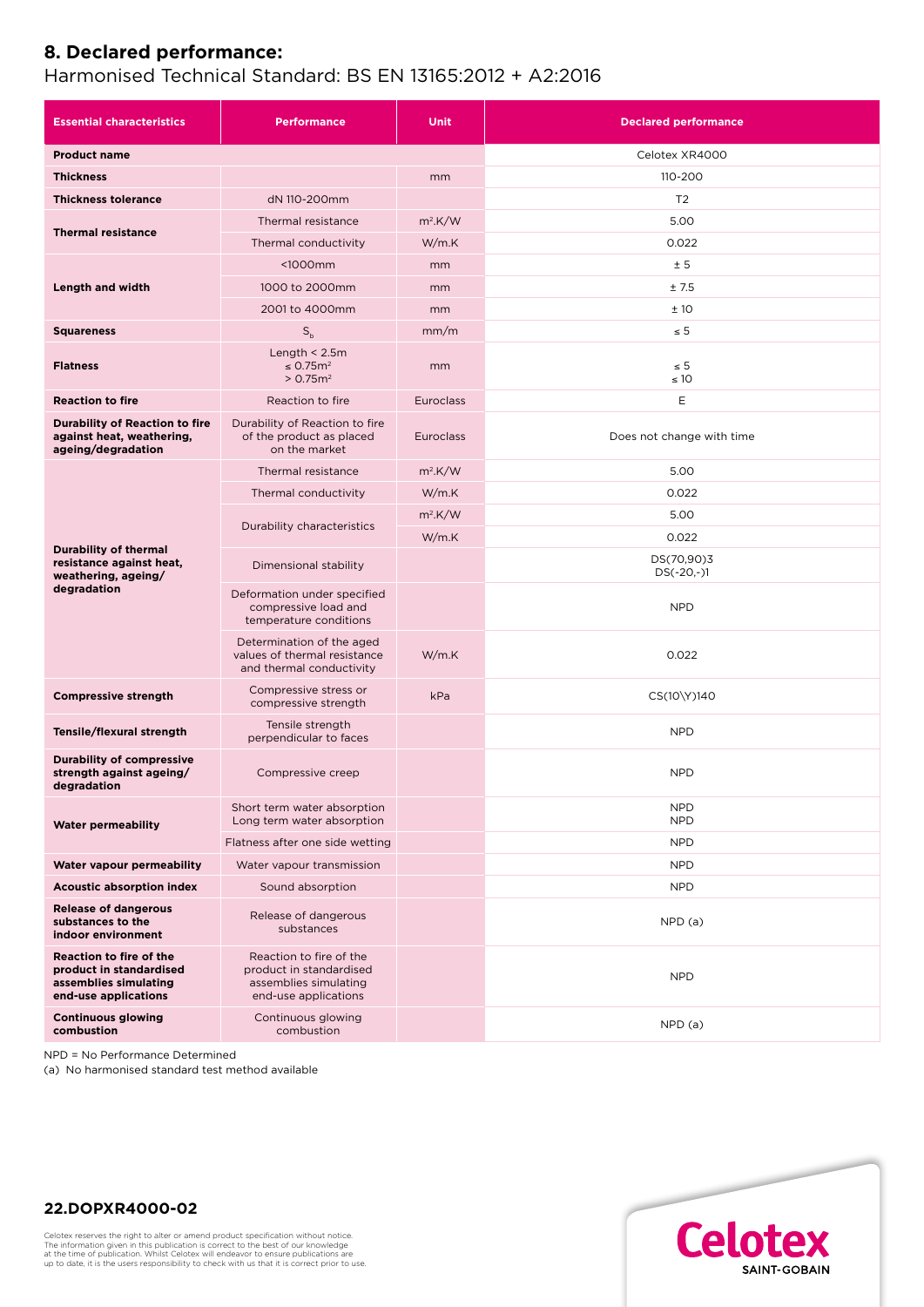## 8. Declared performance:

Harmonised Technical Standard: BS EN 13165:2012 + A2:2016

| Essential characteristics | Performance | Unit | Declared performance |
|---|---|---|---|
| **Product name** | | | Celotex XR4000 |
| **Thickness** | | mm | 110-200 |
| **Thickness tolerance** | dN 110-200mm | | T2 |
| **Thermal resistance** | Thermal resistance | m².K/W | 5.00 |
| | Thermal conductivity | W/m.K | 0.022 |
| **Length and width** | <1000mm | mm | ± 5 |
| | 1000 to 2000mm | mm | ± 7.5 |
| | 2001 to 4000mm | mm | ± 10 |
| **Squareness** | $S_b$ | mm/m | ≤ 5 |
| **Flatness** | Length < 2.5m<br>≤ 0.75m²<br>> 0.75m² | mm | ≤ 5<br>≤ 10 |
| **Reaction to fire** | Reaction to fire | Euroclass | E |
| **Durability of Reaction to fire against heat, weathering, ageing/degradation** | Durability of Reaction to fire of the product as placed on the market | Euroclass | Does not change with time |
| **Durability of thermal resistance against heat, weathering, ageing/ degradation** | Thermal resistance | m².K/W | 5.00 |
| | Thermal conductivity | W/m.K | 0.022 |
| | Durability characteristics | m².K/W | 5.00 |
| | | W/m.K | 0.022 |
| | Dimensional stability | | DS(70,90)3<br>DS(-20,-)1 |
| | Deformation under specified compressive load and temperature conditions | | NPD |
| | Determination of the aged values of thermal resistance and thermal conductivity | W/m.K | 0.022 |
| **Compressive strength** | Compressive stress or compressive strength | kPa | CS(10\Y)140 |
| **Tensile/flexural strength** | Tensile strength perpendicular to faces | | NPD |
| **Durability of compressive strength against ageing/ degradation** | Compressive creep | | NPD |
| **Water permeability** | Short term water absorption<br>Long term water absorption | | NPD<br>NPD |
| | Flatness after one side wetting | | NPD |
| **Water vapour permeability** | Water vapour transmission | | NPD |
| **Acoustic absorption index** | Sound absorption | | NPD |
| **Release of dangerous substances to the indoor environment** | Release of dangerous substances | | NPD (a) |
| **Reaction to fire of the product in standardised assemblies simulating end-use applications** | Reaction to fire of the product in standardised assemblies simulating end-use applications | | NPD |
| **Continuous glowing combustion** | Continuous glowing combustion | | NPD (a) |

NPD = No Performance Determined
(a) No harmonised standard test method available

**22.DOPXR4000-02**

Celotex reserves the right to alter or amend product specification without notice. The information given in this publication is correct to the best of our knowledge at the time of publication. Whilst Celotex will endeavor to ensure publications are up to date, it is the users responsibility to check with us that it is correct prior to use.

Celotex SAINT-GOBAIN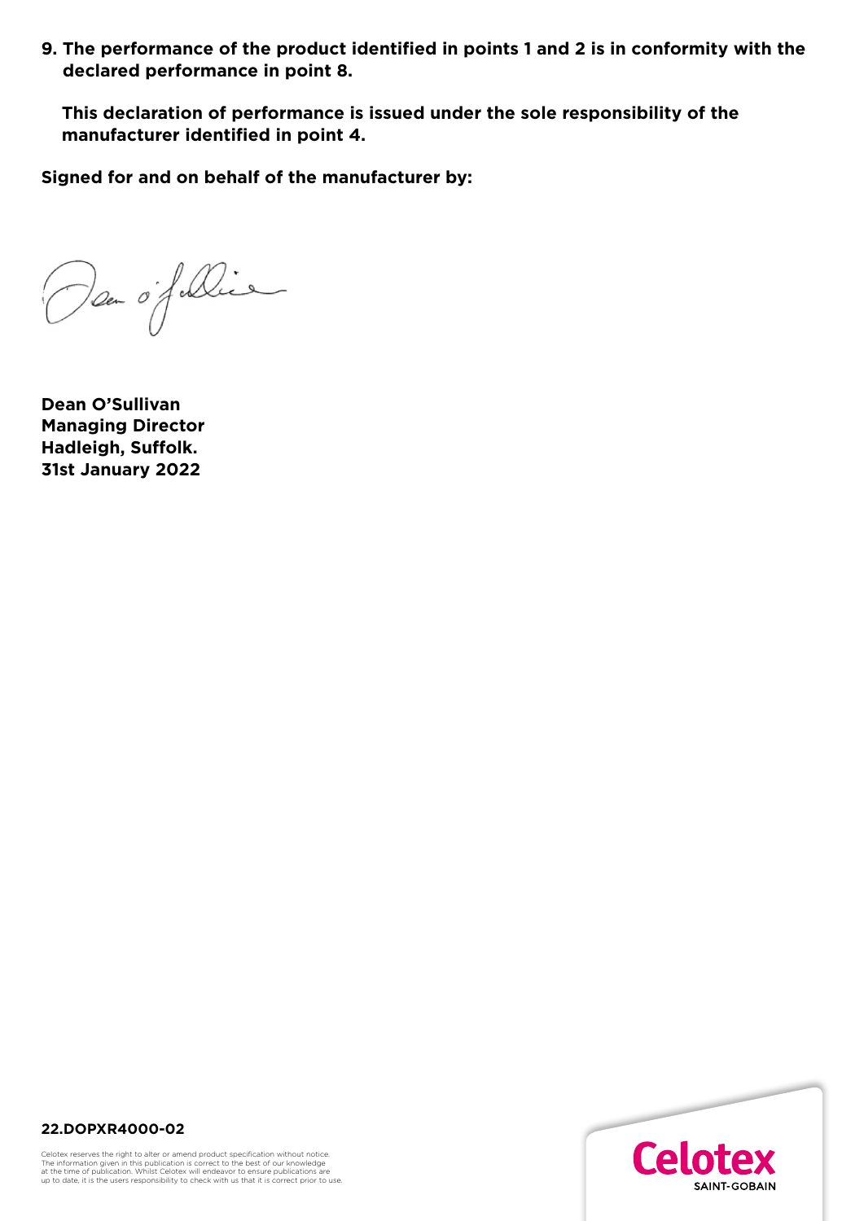**9. The performance of the product identified in points 1 and 2 is in conformity with the declared performance in point 8.**

**This declaration of performance is issued under the sole responsibility of the manufacturer identified in point 4.**

**Signed for and on behalf of the manufacturer by:**

**Dean O'Sullivan**
**Managing Director**
**Hadleigh, Suffolk.**
**31st January 2022**

**22.DOPXR4000-02**

Celotex reserves the right to alter or amend product specification without notice. The information given in this publication is correct to the best of our knowledge at the time of publication. Whilst Celotex will endeavor to ensure publications are up to date, it is the users responsibility to check with us that it is correct prior to use.

Celotex
SAINT-GOBAIN